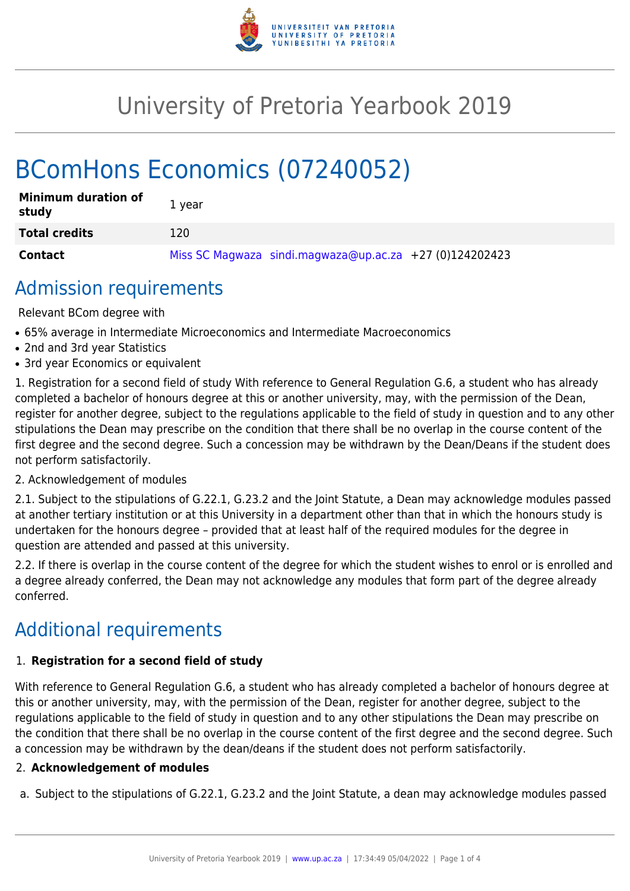# University of Pretoria Yearbook 2019

# BComHons Economics (07240052)

| **Minimum duration of study** | 1 year |
|---|---|
| **Total credits** | 120 |
| **Contact** | Miss SC Magwaza sindi.magwaza@up.ac.za +27 (0)124202423 |

## Admission requirements

Relevant BCom degree with

- 65% average in Intermediate Microeconomics and Intermediate Macroeconomics
- 2nd and 3rd year Statistics
- 3rd year Economics or equivalent

1. Registration for a second field of study With reference to General Regulation G.6, a student who has already completed a bachelor of honours degree at this or another university, may, with the permission of the Dean, register for another degree, subject to the regulations applicable to the field of study in question and to any other stipulations the Dean may prescribe on the condition that there shall be no overlap in the course content of the first degree and the second degree. Such a concession may be withdrawn by the Dean/Deans if the student does not perform satisfactorily.

2. Acknowledgement of modules

2.1. Subject to the stipulations of G.22.1, G.23.2 and the Joint Statute, a Dean may acknowledge modules passed at another tertiary institution or at this University in a department other than that in which the honours study is undertaken for the honours degree – provided that at least half of the required modules for the degree in question are attended and passed at this university.

2.2. If there is overlap in the course content of the degree for which the student wishes to enrol or is enrolled and a degree already conferred, the Dean may not acknowledge any modules that form part of the degree already conferred.

## Additional requirements

1. **Registration for a second field of study**

With reference to General Regulation G.6, a student who has already completed a bachelor of honours degree at this or another university, may, with the permission of the Dean, register for another degree, subject to the regulations applicable to the field of study in question and to any other stipulations the Dean may prescribe on the condition that there shall be no overlap in the course content of the first degree and the second degree. Such a concession may be withdrawn by the dean/deans if the student does not perform satisfactorily.

2. **Acknowledgement of modules**

a. Subject to the stipulations of G.22.1, G.23.2 and the Joint Statute, a dean may acknowledge modules passed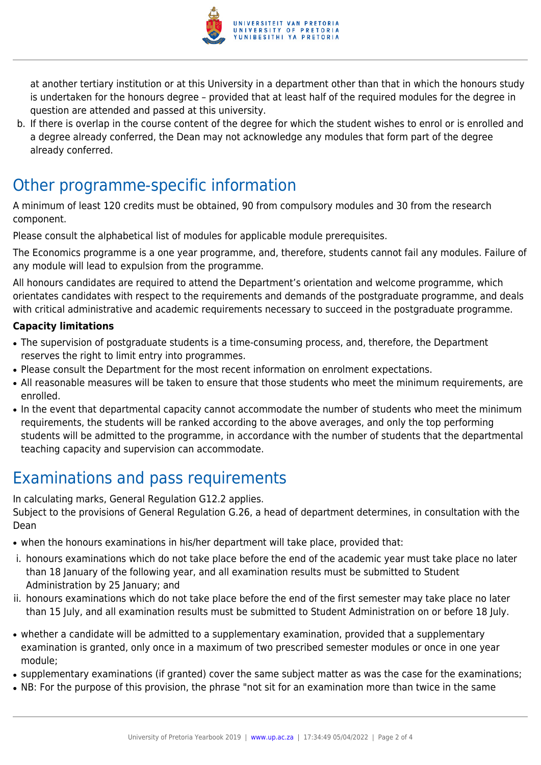at another tertiary institution or at this University in a department other than that in which the honours study is undertaken for the honours degree – provided that at least half of the required modules for the degree in question are attended and passed at this university.

b. If there is overlap in the course content of the degree for which the student wishes to enrol or is enrolled and a degree already conferred, the Dean may not acknowledge any modules that form part of the degree already conferred.

# Other programme-specific information

A minimum of least 120 credits must be obtained, 90 from compulsory modules and 30 from the research component.

Please consult the alphabetical list of modules for applicable module prerequisites.

The Economics programme is a one year programme, and, therefore, students cannot fail any modules. Failure of any module will lead to expulsion from the programme.

All honours candidates are required to attend the Department's orientation and welcome programme, which orientates candidates with respect to the requirements and demands of the postgraduate programme, and deals with critical administrative and academic requirements necessary to succeed in the postgraduate programme.

**Capacity limitations**

- The supervision of postgraduate students is a time-consuming process, and, therefore, the Department reserves the right to limit entry into programmes.
- Please consult the Department for the most recent information on enrolment expectations.
- All reasonable measures will be taken to ensure that those students who meet the minimum requirements, are enrolled.
- In the event that departmental capacity cannot accommodate the number of students who meet the minimum requirements, the students will be ranked according to the above averages, and only the top performing students will be admitted to the programme, in accordance with the number of students that the departmental teaching capacity and supervision can accommodate.

# Examinations and pass requirements

In calculating marks, General Regulation G12.2 applies.
Subject to the provisions of General Regulation G.26, a head of department determines, in consultation with the Dean

- when the honours examinations in his/her department will take place, provided that:

i. honours examinations which do not take place before the end of the academic year must take place no later than 18 January of the following year, and all examination results must be submitted to Student Administration by 25 January; and

ii. honours examinations which do not take place before the end of the first semester may take place no later than 15 July, and all examination results must be submitted to Student Administration on or before 18 July.

- whether a candidate will be admitted to a supplementary examination, provided that a supplementary examination is granted, only once in a maximum of two prescribed semester modules or once in one year module;
- supplementary examinations (if granted) cover the same subject matter as was the case for the examinations;
- NB: For the purpose of this provision, the phrase "not sit for an examination more than twice in the same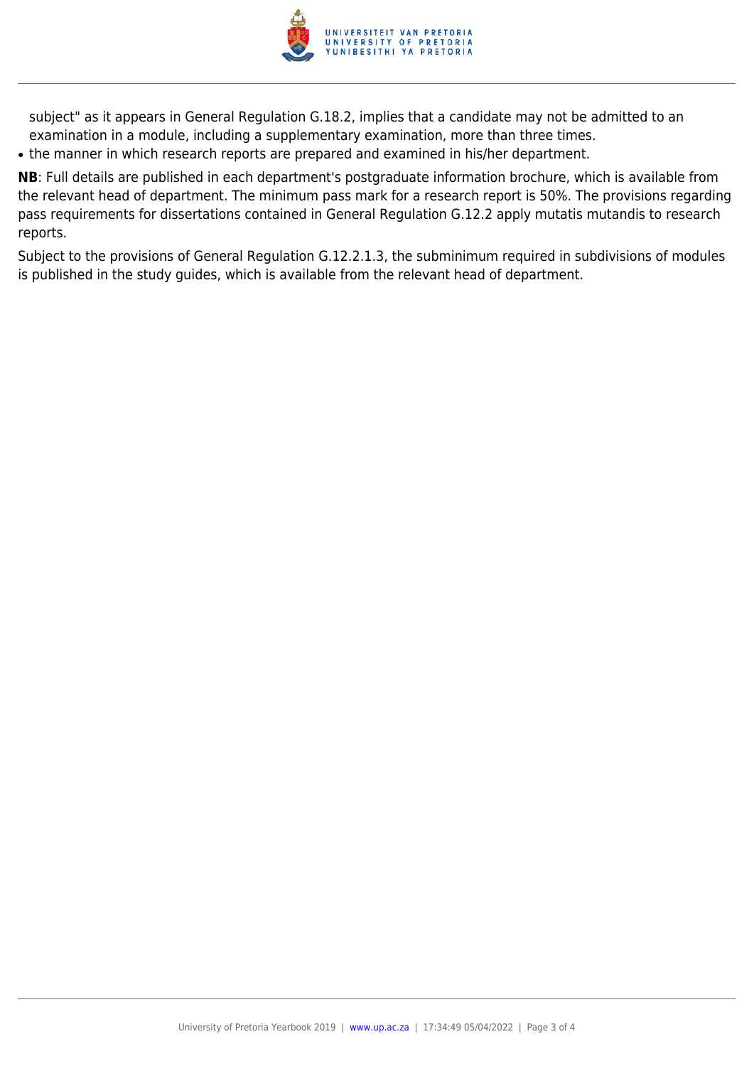subject" as it appears in General Regulation G.18.2, implies that a candidate may not be admitted to an examination in a module, including a supplementary examination, more than three times.
- the manner in which research reports are prepared and examined in his/her department.

**NB**: Full details are published in each department's postgraduate information brochure, which is available from the relevant head of department. The minimum pass mark for a research report is 50%. The provisions regarding pass requirements for dissertations contained in General Regulation G.12.2 apply mutatis mutandis to research reports.

Subject to the provisions of General Regulation G.12.2.1.3, the subminimum required in subdivisions of modules is published in the study guides, which is available from the relevant head of department.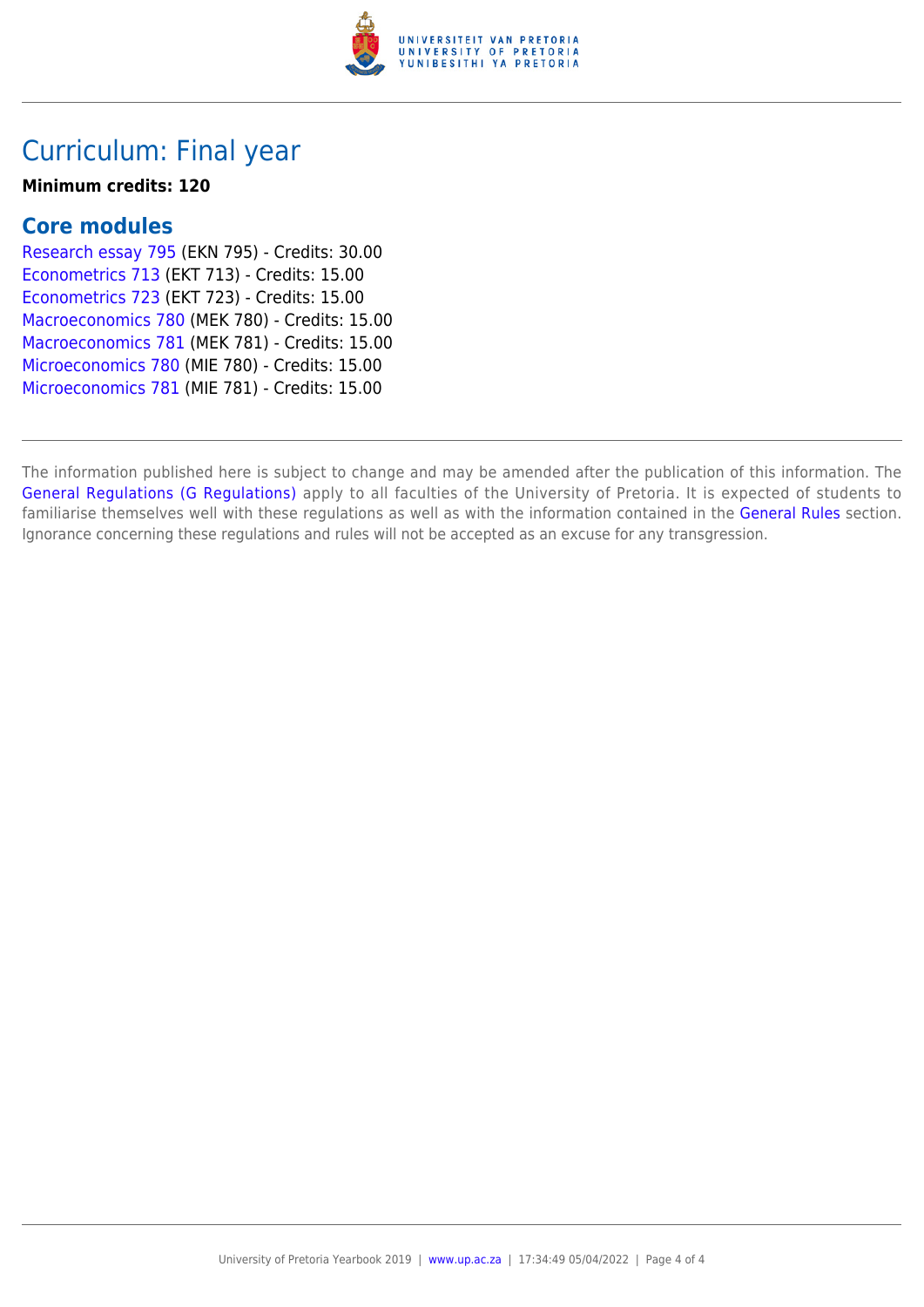# Curriculum: Final year

**Minimum credits: 120**

## Core modules

Research essay 795 (EKN 795) - Credits: 30.00
Econometrics 713 (EKT 713) - Credits: 15.00
Econometrics 723 (EKT 723) - Credits: 15.00
Macroeconomics 780 (MEK 780) - Credits: 15.00
Macroeconomics 781 (MEK 781) - Credits: 15.00
Microeconomics 780 (MIE 780) - Credits: 15.00
Microeconomics 781 (MIE 781) - Credits: 15.00

The information published here is subject to change and may be amended after the publication of this information. The General Regulations (G Regulations) apply to all faculties of the University of Pretoria. It is expected of students to familiarise themselves well with these regulations as well as with the information contained in the General Rules section. Ignorance concerning these regulations and rules will not be accepted as an excuse for any transgression.